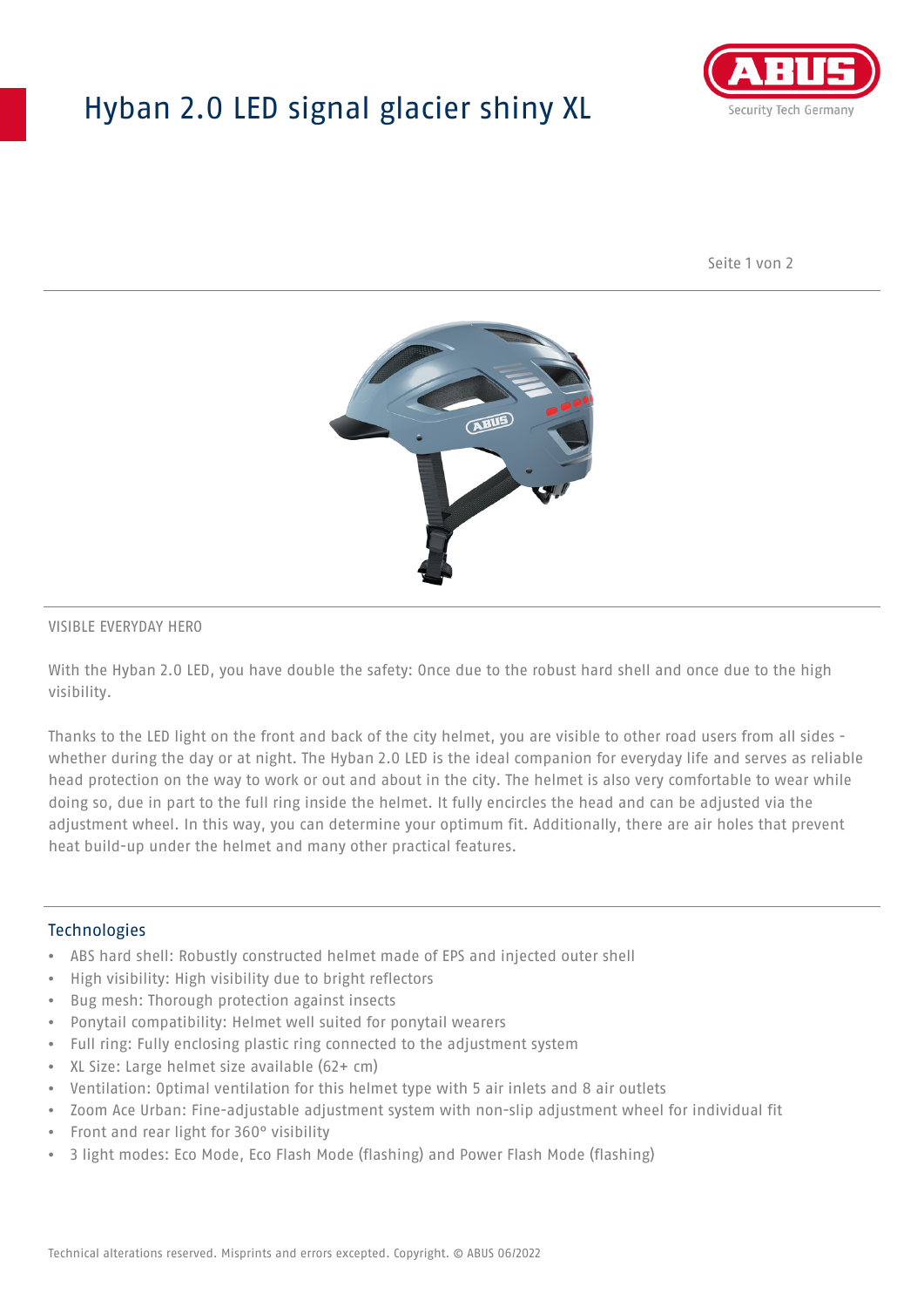# Hyban 2.0 LED signal glacier shiny XL

VISIBLE EVERYDAY HERO

With the Hyban 2.0 LED, you have double the safety: Once due to the robust hard shell and once due to the high visibility.

Thanks to the LED light on the front and back of the city helmet, you are visible to other road users from all sides - whether during the day or at night. The Hyban 2.0 LED is the ideal companion for everyday life and serves as reliable head protection on the way to work or out and about in the city. The helmet is also very comfortable to wear while doing so, due in part to the full ring inside the helmet. It fully encircles the head and can be adjusted via the adjustment wheel. In this way, you can determine your optimum fit. Additionally, there are air holes that prevent heat build-up under the helmet and many other practical features.

## Technologies

- ABS hard shell: Robustly constructed helmet made of EPS and injected outer shell
- High visibility: High visibility due to bright reflectors
- Bug mesh: Thorough protection against insects
- Ponytail compatibility: Helmet well suited for ponytail wearers
- Full ring: Fully enclosing plastic ring connected to the adjustment system
- XL Size: Large helmet size available (62+ cm)
- Ventilation: Optimal ventilation for this helmet type with 5 air inlets and 8 air outlets
- Zoom Ace Urban: Fine-adjustable adjustment system with non-slip adjustment wheel for individual fit
- Front and rear light for 360° visibility
- 3 light modes: Eco Mode, Eco Flash Mode (flashing) and Power Flash Mode (flashing)

Technical alterations reserved. Misprints and errors excepted. Copyright. © ABUS 06/2022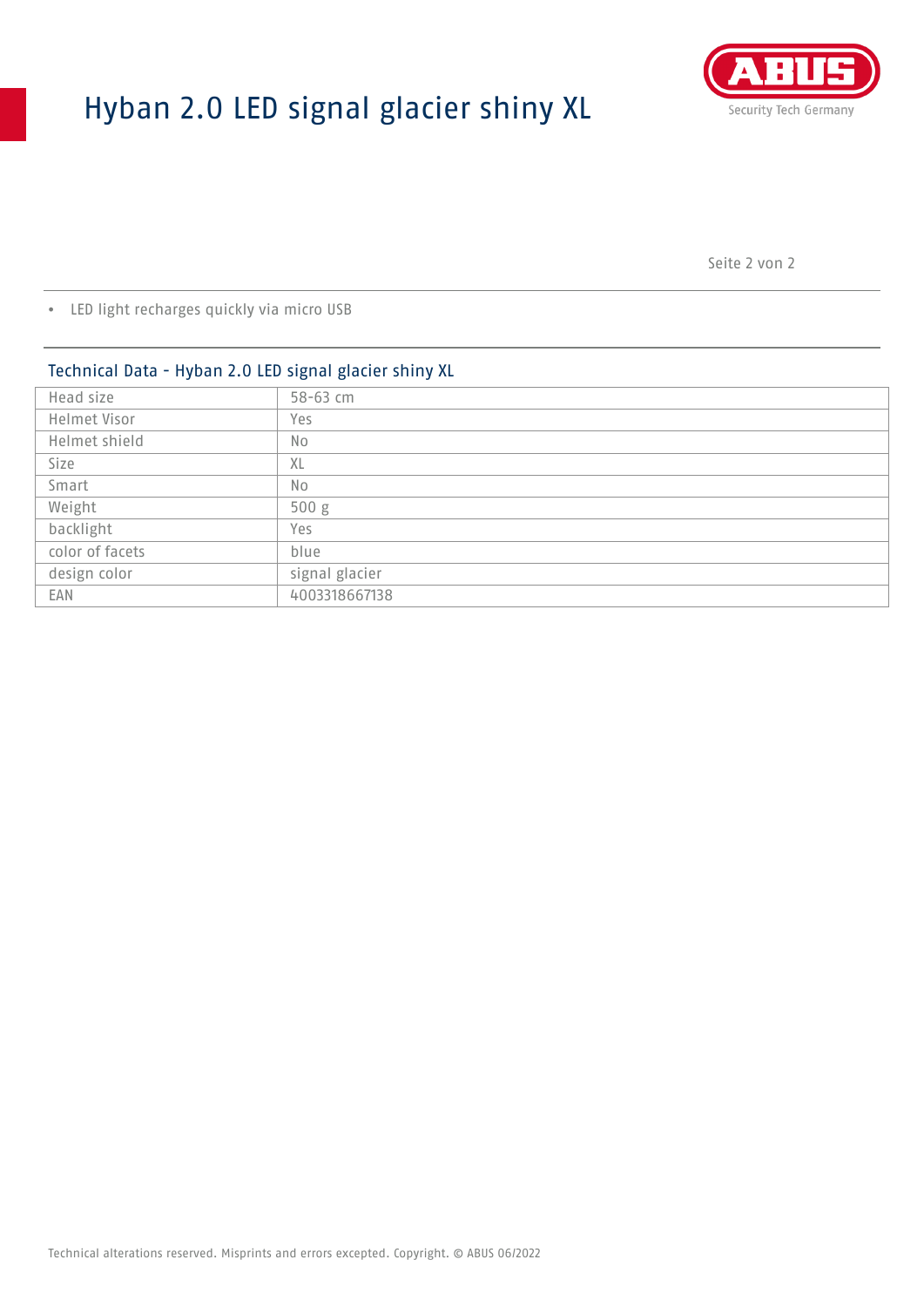- LED light recharges quickly via micro USB

## Technical Data - Hyban 2.0 LED signal glacier shiny XL

| | |
|---|---|
| Head size | 58-63 cm |
| Helmet Visor | Yes |
| Helmet shield | No |
| Size | XL |
| Smart | No |
| Weight | 500 g |
| backlight | Yes |
| color of facets | blue |
| design color | signal glacier |
| EAN | 4003318667138 |

Technical alterations reserved. Misprints and errors excepted. Copyright. © ABUS 06/2022